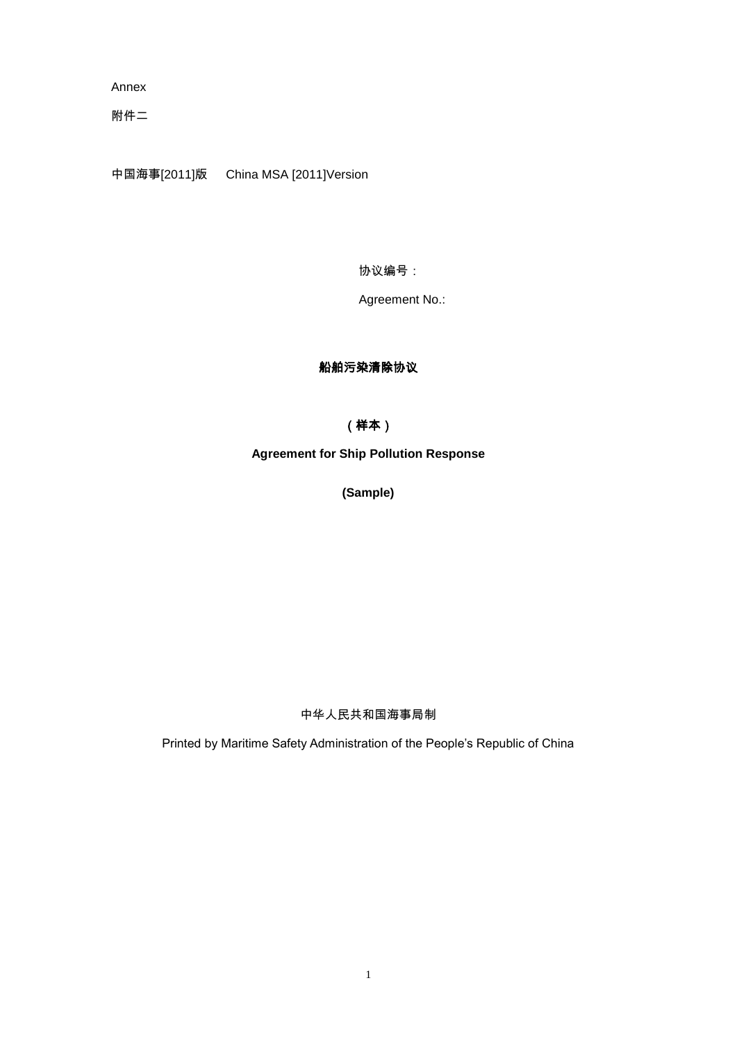Annex

附件二

中国海事[2011]版　China MSA [2011]Version

协议编号：

Agreement No.:

# 船舶污染清除协议

**（样本）**

# Agreement for Ship Pollution Response

**(Sample)**

中华人民共和国海事局制

Printed by Maritime Safety Administration of the People's Republic of China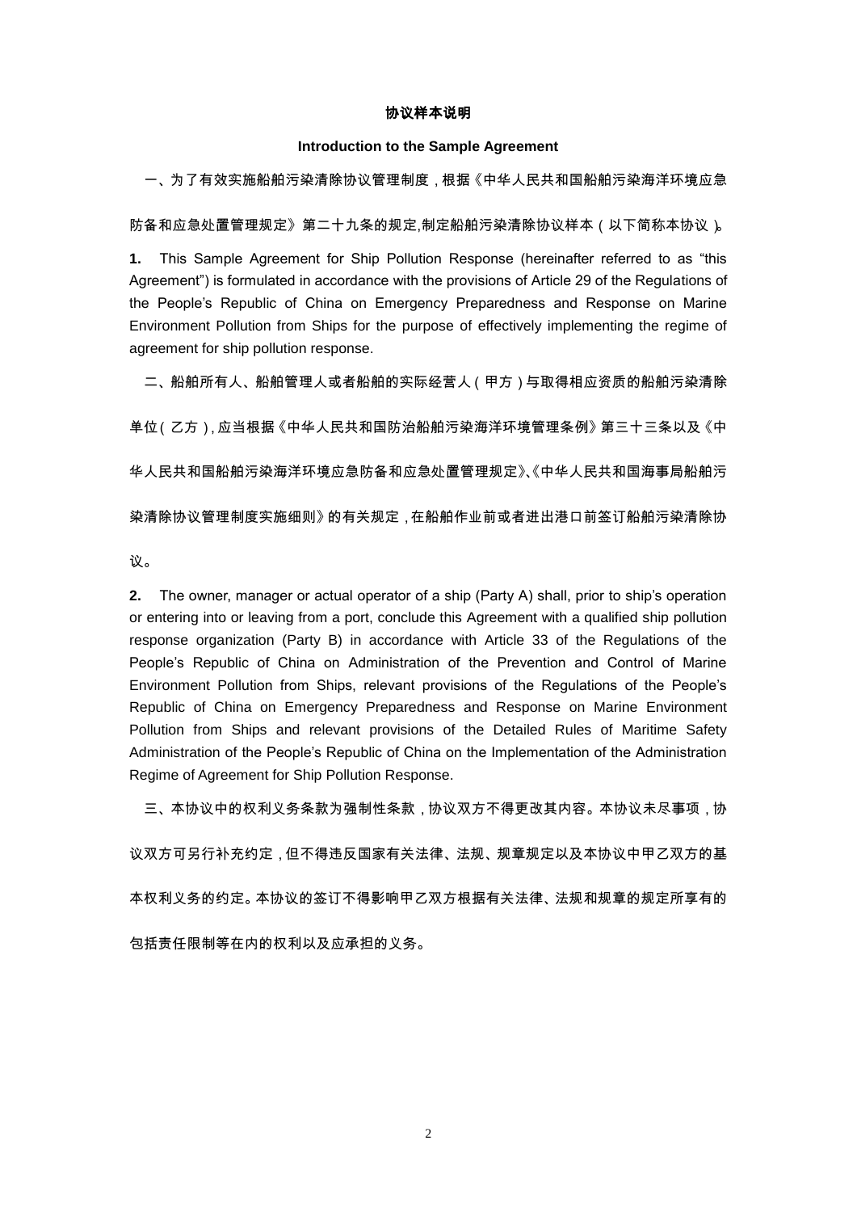**协议样本说明**

**Introduction to the Sample Agreement**

一、为了有效实施船舶污染清除协议管理制度，根据《中华人民共和国船舶污染海洋环境应急防备和应急处置管理规定》第二十九条的规定,制定船舶污染清除协议样本（以下简称本协议）。

**1.** This Sample Agreement for Ship Pollution Response (hereinafter referred to as "this Agreement") is formulated in accordance with the provisions of Article 29 of the Regulations of the People's Republic of China on Emergency Preparedness and Response on Marine Environment Pollution from Ships for the purpose of effectively implementing the regime of agreement for ship pollution response.

二、船舶所有人、船舶管理人或者船舶的实际经营人（甲方）与取得相应资质的船舶污染清除单位（乙方），应当根据《中华人民共和国防治船舶污染海洋环境管理条例》第三十三条以及《中华人民共和国船舶污染海洋环境应急防备和应急处置管理规定》、《中华人民共和国海事局船舶污染清除协议管理制度实施细则》的有关规定，在船舶作业前或者进出港口前签订船舶污染清除协议。

**2.** The owner, manager or actual operator of a ship (Party A) shall, prior to ship's operation or entering into or leaving from a port, conclude this Agreement with a qualified ship pollution response organization (Party B) in accordance with Article 33 of the Regulations of the People's Republic of China on Administration of the Prevention and Control of Marine Environment Pollution from Ships, relevant provisions of the Regulations of the People's Republic of China on Emergency Preparedness and Response on Marine Environment Pollution from Ships and relevant provisions of the Detailed Rules of Maritime Safety Administration of the People's Republic of China on the Implementation of the Administration Regime of Agreement for Ship Pollution Response.

三、本协议中的权利义务条款为强制性条款，协议双方不得更改其内容。本协议未尽事项，协议双方可另行补充约定，但不得违反国家有关法律、法规、规章规定以及本协议中甲乙双方的基本权利义务的约定。本协议的签订不得影响甲乙双方根据有关法律、法规和规章的规定所享有的包括责任限制等在内的权利以及应承担的义务。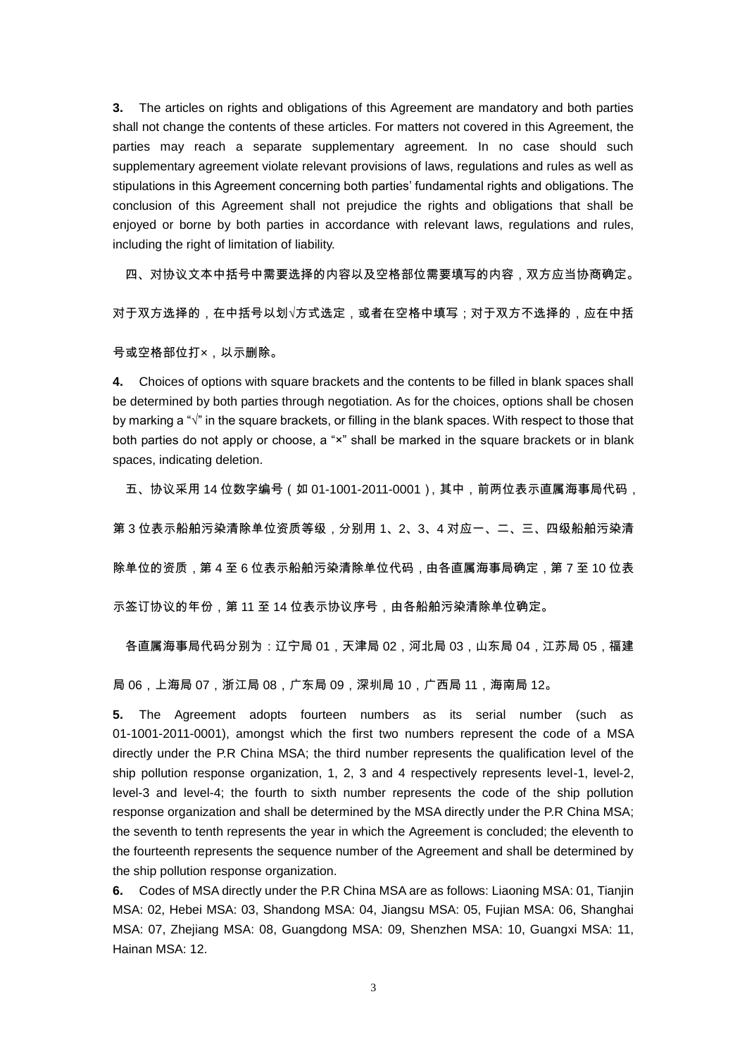**3.** The articles on rights and obligations of this Agreement are mandatory and both parties shall not change the contents of these articles. For matters not covered in this Agreement, the parties may reach a separate supplementary agreement. In no case should such supplementary agreement violate relevant provisions of laws, regulations and rules as well as stipulations in this Agreement concerning both parties' fundamental rights and obligations. The conclusion of this Agreement shall not prejudice the rights and obligations that shall be enjoyed or borne by both parties in accordance with relevant laws, regulations and rules, including the right of limitation of liability.

四、对协议文本中括号中需要选择的内容以及空格部位需要填写的内容，双方应当协商确定。对于双方选择的，在中括号以划√方式选定，或者在空格中填写；对于双方不选择的，应在中括号或空格部位打×，以示删除。

**4.** Choices of options with square brackets and the contents to be filled in blank spaces shall be determined by both parties through negotiation. As for the choices, options shall be chosen by marking a "√" in the square brackets, or filling in the blank spaces. With respect to those that both parties do not apply or choose, a "×" shall be marked in the square brackets or in blank spaces, indicating deletion.

五、协议采用 14 位数字编号（如 01-1001-2011-0001），其中，前两位表示直属海事局代码，第 3 位表示船舶污染清除单位资质等级，分别用 1、2、3、4 对应一、二、三、四级船舶污染清除单位的资质，第 4 至 6 位表示船舶污染清除单位代码，由各直属海事局确定，第 7 至 10 位表示签订协议的年份，第 11 至 14 位表示协议序号，由各船舶污染清除单位确定。

各直属海事局代码分别为：辽宁局 01，天津局 02，河北局 03，山东局 04，江苏局 05，福建局 06，上海局 07，浙江局 08，广东局 09，深圳局 10，广西局 11，海南局 12。

**5.** The Agreement adopts fourteen numbers as its serial number (such as 01-1001-2011-0001), amongst which the first two numbers represent the code of a MSA directly under the P.R China MSA; the third number represents the qualification level of the ship pollution response organization, 1, 2, 3 and 4 respectively represents level-1, level-2, level-3 and level-4; the fourth to sixth number represents the code of the ship pollution response organization and shall be determined by the MSA directly under the P.R China MSA; the seventh to tenth represents the year in which the Agreement is concluded; the eleventh to the fourteenth represents the sequence number of the Agreement and shall be determined by the ship pollution response organization.

**6.** Codes of MSA directly under the P.R China MSA are as follows: Liaoning MSA: 01, Tianjin MSA: 02, Hebei MSA: 03, Shandong MSA: 04, Jiangsu MSA: 05, Fujian MSA: 06, Shanghai MSA: 07, Zhejiang MSA: 08, Guangdong MSA: 09, Shenzhen MSA: 10, Guangxi MSA: 11, Hainan MSA: 12.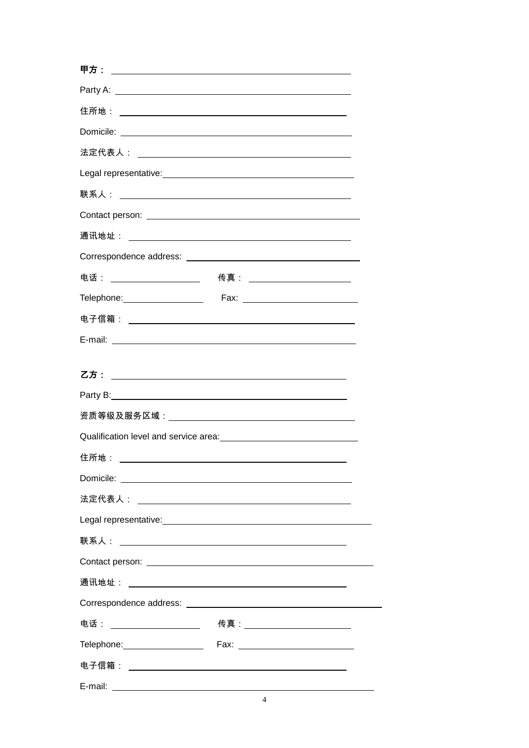**甲方：** ______________________________________________

Party A: ______________________________________________

住所地：______________________________________________

Domicile: ______________________________________________

法定代表人：______________________________________________

Legal representative: ______________________________________________

联系人：______________________________________________

Contact person: ______________________________________________

通讯地址：______________________________________________

Correspondence address: ______________________________________________

电话：____________________　传真：____________________

Telephone: ____________________　Fax: ____________________

电子信箱：______________________________________________

E-mail: ______________________________________________

**乙方：** ______________________________________________

Party B: ______________________________________________

资质等级及服务区域：______________________________________________

Qualification level and service area: ______________________________________________

住所地：______________________________________________

Domicile: ______________________________________________

法定代表人：______________________________________________

Legal representative: ______________________________________________

联系人：______________________________________________

Contact person: ______________________________________________

通讯地址：______________________________________________

Correspondence address: ______________________________________________

电话：____________________　传真：____________________

Telephone: ____________________　Fax: ____________________

电子信箱：______________________________________________

E-mail: ______________________________________________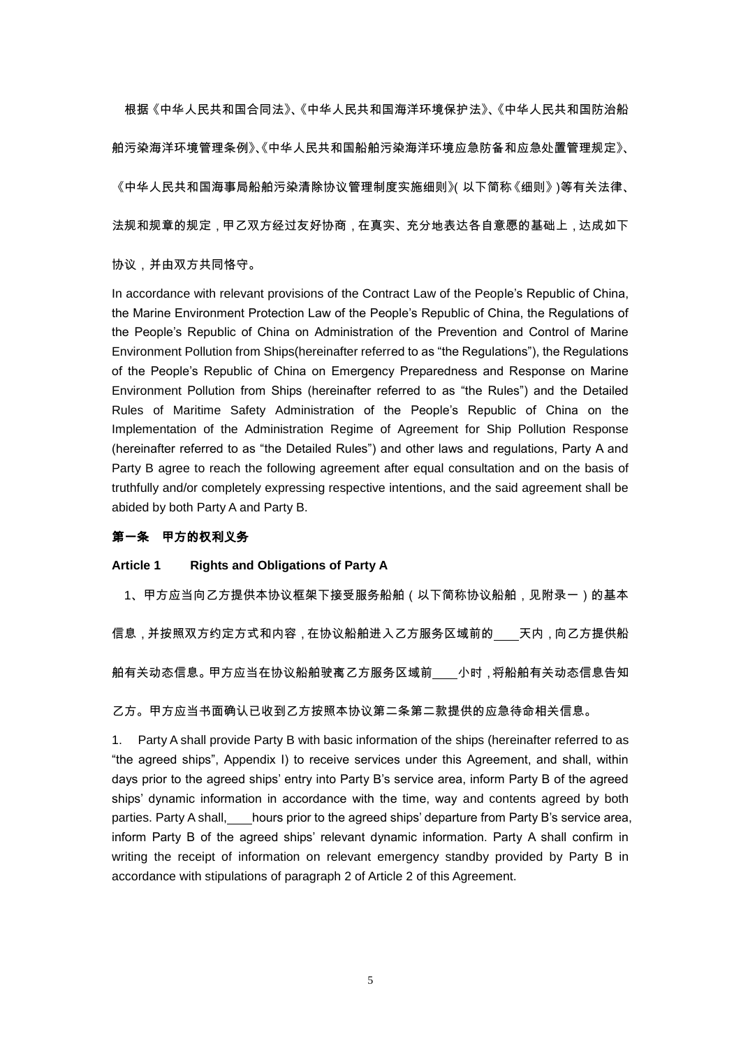根据《中华人民共和国合同法》、《中华人民共和国海洋环境保护法》、《中华人民共和国防治船舶污染海洋环境管理条例》、《中华人民共和国船舶污染海洋环境应急防备和应急处置管理规定》、《中华人民共和国海事局船舶污染清除协议管理制度实施细则》( 以下简称《细则》)等有关法律、法规和规章的规定，甲乙双方经过友好协商，在真实、充分地表达各自意愿的基础上，达成如下协议，并由双方共同恪守。

In accordance with relevant provisions of the Contract Law of the People's Republic of China, the Marine Environment Protection Law of the People's Republic of China, the Regulations of the People's Republic of China on Administration of the Prevention and Control of Marine Environment Pollution from Ships(hereinafter referred to as "the Regulations"), the Regulations of the People's Republic of China on Emergency Preparedness and Response on Marine Environment Pollution from Ships (hereinafter referred to as "the Rules") and the Detailed Rules of Maritime Safety Administration of the People's Republic of China on the Implementation of the Administration Regime of Agreement for Ship Pollution Response (hereinafter referred to as "the Detailed Rules") and other laws and regulations, Party A and Party B agree to reach the following agreement after equal consultation and on the basis of truthfully and/or completely expressing respective intentions, and the said agreement shall be abided by both Party A and Party B.

**第一条　甲方的权利义务**

**Article 1　Rights and Obligations of Party A**

1、甲方应当向乙方提供本协议框架下接受服务船舶（以下简称协议船舶，见附录一）的基本信息，并按照双方约定方式和内容，在协议船舶进入乙方服务区域前的____天内，向乙方提供船舶有关动态信息。甲方应当在协议船舶驶离乙方服务区域前____小时，将船舶有关动态信息告知乙方。甲方应当书面确认已收到乙方按照本协议第二条第二款提供的应急待命相关信息。

1. Party A shall provide Party B with basic information of the ships (hereinafter referred to as "the agreed ships", Appendix I) to receive services under this Agreement, and shall, within days prior to the agreed ships' entry into Party B's service area, inform Party B of the agreed ships' dynamic information in accordance with the time, way and contents agreed by both parties. Party A shall, ____hours prior to the agreed ships' departure from Party B's service area, inform Party B of the agreed ships' relevant dynamic information. Party A shall confirm in writing the receipt of information on relevant emergency standby provided by Party B in accordance with stipulations of paragraph 2 of Article 2 of this Agreement.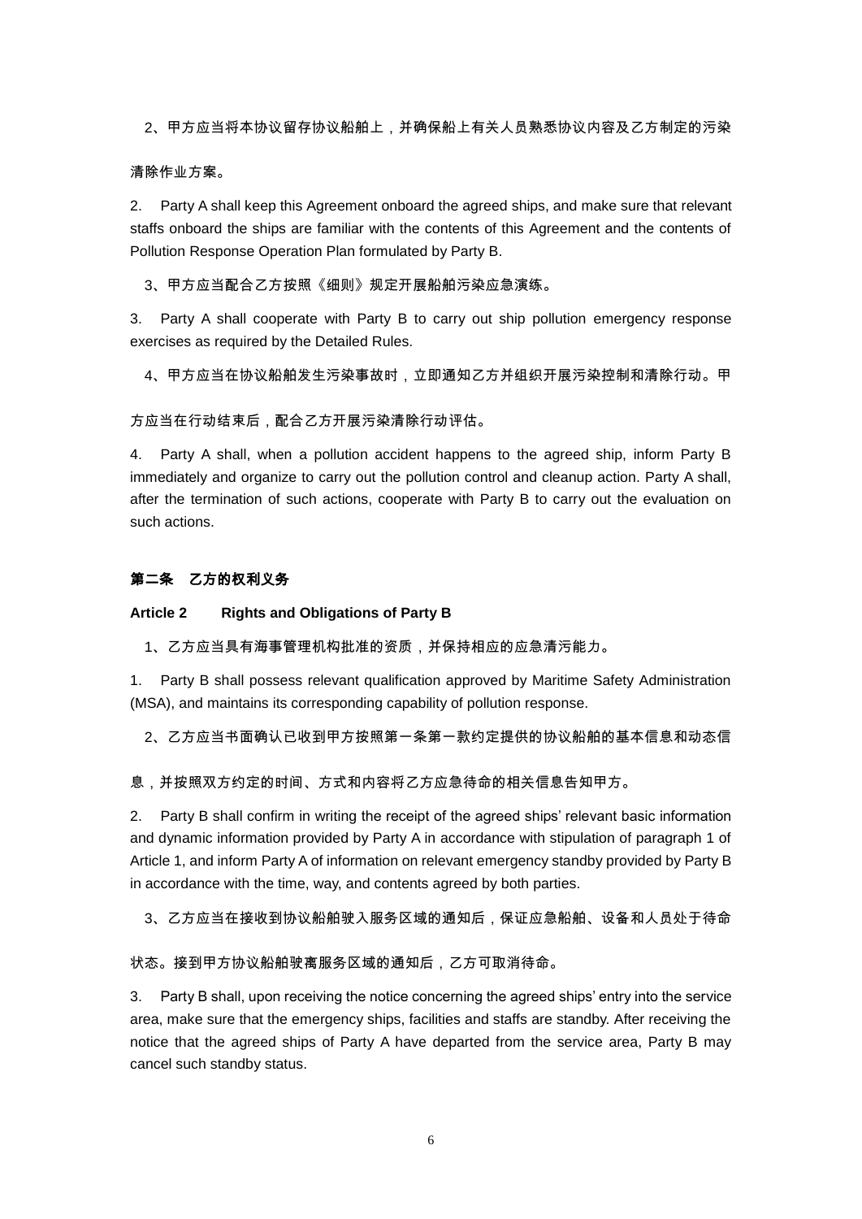2、甲方应当将本协议留存协议船舶上，并确保船上有关人员熟悉协议内容及乙方制定的污染清除作业方案。

2. Party A shall keep this Agreement onboard the agreed ships, and make sure that relevant staffs onboard the ships are familiar with the contents of this Agreement and the contents of Pollution Response Operation Plan formulated by Party B.

3、甲方应当配合乙方按照《细则》规定开展船舶污染应急演练。

3. Party A shall cooperate with Party B to carry out ship pollution emergency response exercises as required by the Detailed Rules.

4、甲方应当在协议船舶发生污染事故时，立即通知乙方并组织开展污染控制和清除行动。甲方应当在行动结束后，配合乙方开展污染清除行动评估。

4. Party A shall, when a pollution accident happens to the agreed ship, inform Party B immediately and organize to carry out the pollution control and cleanup action. Party A shall, after the termination of such actions, cooperate with Party B to carry out the evaluation on such actions.

**第二条　乙方的权利义务**

**Article 2　　Rights and Obligations of Party B**

1、乙方应当具有海事管理机构批准的资质，并保持相应的应急清污能力。

1. Party B shall possess relevant qualification approved by Maritime Safety Administration (MSA), and maintains its corresponding capability of pollution response.

2、乙方应当书面确认已收到甲方按照第一条第一款约定提供的协议船舶的基本信息和动态信息，并按照双方约定的时间、方式和内容将乙方应急待命的相关信息告知甲方。

2. Party B shall confirm in writing the receipt of the agreed ships' relevant basic information and dynamic information provided by Party A in accordance with stipulation of paragraph 1 of Article 1, and inform Party A of information on relevant emergency standby provided by Party B in accordance with the time, way, and contents agreed by both parties.

3、乙方应当在接收到协议船舶驶入服务区域的通知后，保证应急船舶、设备和人员处于待命状态。接到甲方协议船舶驶离服务区域的通知后，乙方可取消待命。

3. Party B shall, upon receiving the notice concerning the agreed ships' entry into the service area, make sure that the emergency ships, facilities and staffs are standby. After receiving the notice that the agreed ships of Party A have departed from the service area, Party B may cancel such standby status.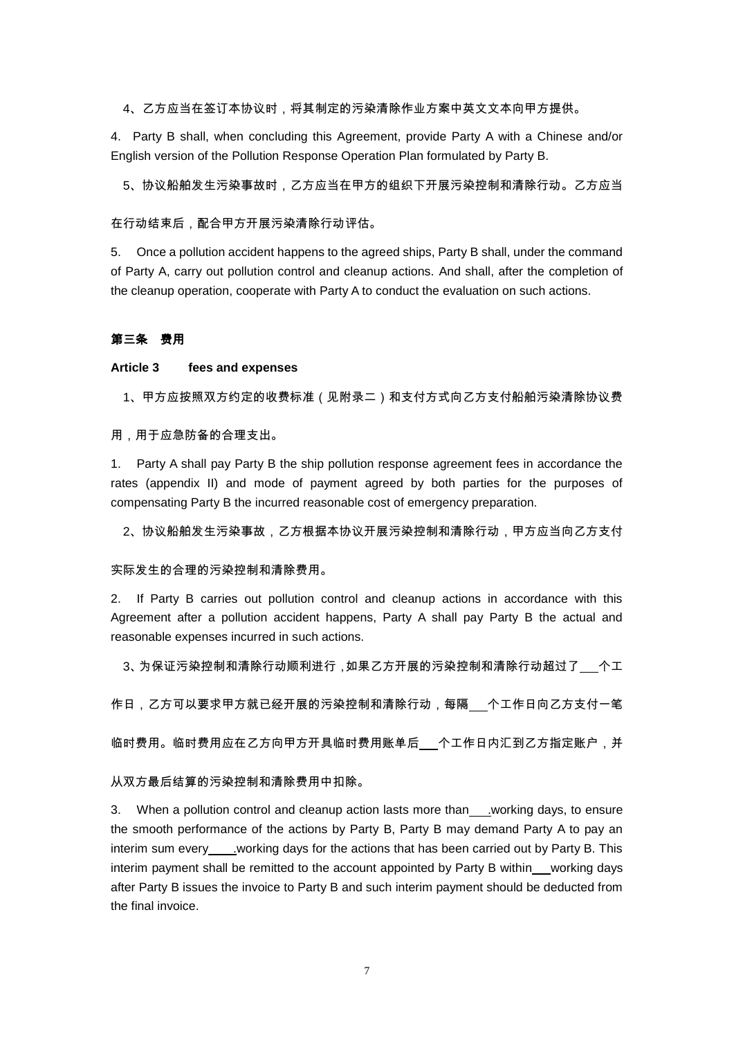4、乙方应当在签订本协议时，将其制定的污染清除作业方案中英文文本向甲方提供。

4. Party B shall, when concluding this Agreement, provide Party A with a Chinese and/or English version of the Pollution Response Operation Plan formulated by Party B.

5、协议船舶发生污染事故时，乙方应当在甲方的组织下开展污染控制和清除行动。乙方应当在行动结束后，配合甲方开展污染清除行动评估。

5. Once a pollution accident happens to the agreed ships, Party B shall, under the command of Party A, carry out pollution control and cleanup actions. And shall, after the completion of the cleanup operation, cooperate with Party A to conduct the evaluation on such actions.

**第三条　费用**

**Article 3　　fees and expenses**

1、甲方应按照双方约定的收费标准（见附录二）和支付方式向乙方支付船舶污染清除协议费用，用于应急防备的合理支出。

1. Party A shall pay Party B the ship pollution response agreement fees in accordance the rates (appendix II) and mode of payment agreed by both parties for the purposes of compensating Party B the incurred reasonable cost of emergency preparation.

2、协议船舶发生污染事故，乙方根据本协议开展污染控制和清除行动，甲方应当向乙方支付实际发生的合理的污染控制和清除费用。

2. If Party B carries out pollution control and cleanup actions in accordance with this Agreement after a pollution accident happens, Party A shall pay Party B the actual and reasonable expenses incurred in such actions.

3、为保证污染控制和清除行动顺利进行，如果乙方开展的污染控制和清除行动超过了___个工作日，乙方可以要求甲方就已经开展的污染控制和清除行动，每隔___个工作日向乙方支付一笔临时费用。临时费用应在乙方向甲方开具临时费用账单后___个工作日内汇到乙方指定账户，并从双方最后结算的污染控制和清除费用中扣除。

3. When a pollution control and cleanup action lasts more than___.working days, to ensure the smooth performance of the actions by Party B, Party B may demand Party A to pay an interim sum every____.working days for the actions that has been carried out by Party B. This interim payment shall be remitted to the account appointed by Party B within___working days after Party B issues the invoice to Party B and such interim payment should be deducted from the final invoice.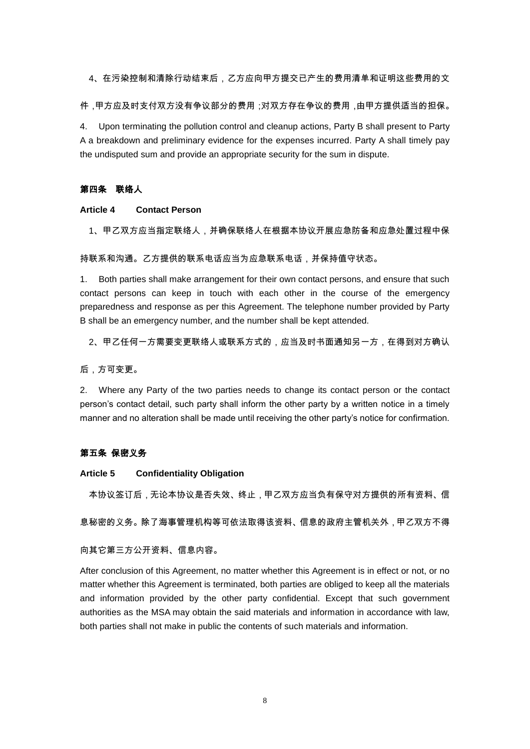4、在污染控制和清除行动结束后，乙方应向甲方提交已产生的费用清单和证明这些费用的文件，甲方应及时支付双方没有争议部分的费用；对双方存在争议的费用，由甲方提供适当的担保。

4. Upon terminating the pollution control and cleanup actions, Party B shall present to Party A a breakdown and preliminary evidence for the expenses incurred. Party A shall timely pay the undisputed sum and provide an appropriate security for the sum in dispute.

**第四条 联络人**

**Article 4 Contact Person**

1、甲乙双方应当指定联络人，并确保联络人在根据本协议开展应急防备和应急处置过程中保持联系和沟通。乙方提供的联系电话应当为应急联系电话，并保持值守状态。

1. Both parties shall make arrangement for their own contact persons, and ensure that such contact persons can keep in touch with each other in the course of the emergency preparedness and response as per this Agreement. The telephone number provided by Party B shall be an emergency number, and the number shall be kept attended.

2、甲乙任何一方需要变更联络人或联系方式的，应当及时书面通知另一方，在得到对方确认后，方可变更。

2. Where any Party of the two parties needs to change its contact person or the contact person's contact detail, such party shall inform the other party by a written notice in a timely manner and no alteration shall be made until receiving the other party's notice for confirmation.

**第五条 保密义务**

**Article 5 Confidentiality Obligation**

本协议签订后，无论本协议是否失效、终止，甲乙双方应当负有保守对方提供的所有资料、信息秘密的义务。除了海事管理机构等可依法取得该资料、信息的政府主管机关外，甲乙双方不得向其它第三方公开资料、信息内容。

After conclusion of this Agreement, no matter whether this Agreement is in effect or not, or no matter whether this Agreement is terminated, both parties are obliged to keep all the materials and information provided by the other party confidential. Except that such government authorities as the MSA may obtain the said materials and information in accordance with law, both parties shall not make in public the contents of such materials and information.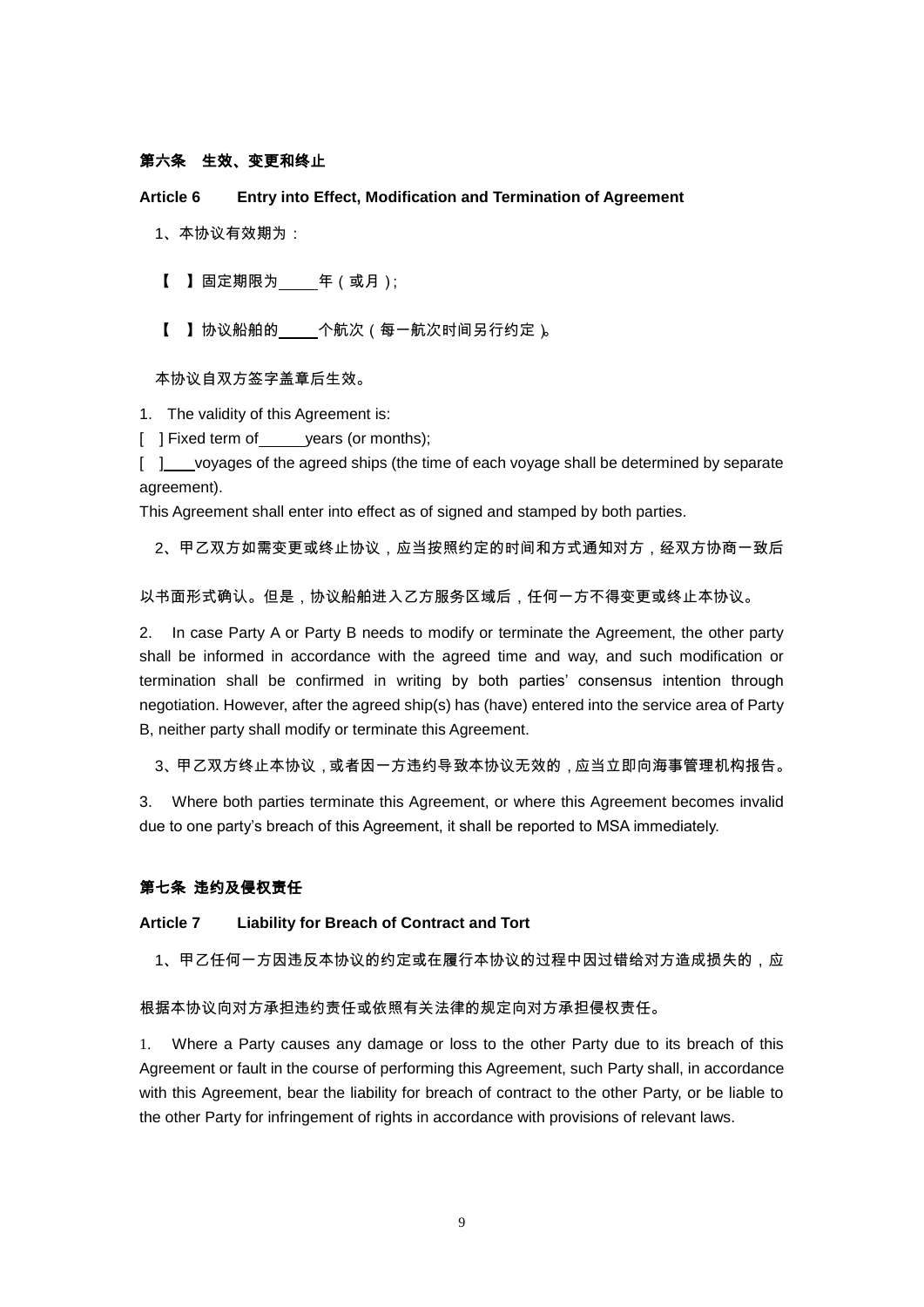**第六条　生效、变更和终止**

**Article 6　　Entry into Effect, Modification and Termination of Agreement**

1、本协议有效期为：

【　】固定期限为\_\_\_\_\_年（或月）;

【　】协议船舶的\_\_\_\_\_个航次（每一航次时间另行约定）。

本协议自双方签字盖章后生效。

1. The validity of this Agreement is:

[ ] Fixed term of\_\_\_\_\_\_years (or months);

[ ]\_\_\_\_voyages of the agreed ships (the time of each voyage shall be determined by separate agreement).

This Agreement shall enter into effect as of signed and stamped by both parties.

2、甲乙双方如需变更或终止协议，应当按照约定的时间和方式通知对方，经双方协商一致后以书面形式确认。但是，协议船舶进入乙方服务区域后，任何一方不得变更或终止本协议。

2. In case Party A or Party B needs to modify or terminate the Agreement, the other party shall be informed in accordance with the agreed time and way, and such modification or termination shall be confirmed in writing by both parties' consensus intention through negotiation. However, after the agreed ship(s) has (have) entered into the service area of Party B, neither party shall modify or terminate this Agreement.

3、甲乙双方终止本协议，或者因一方违约导致本协议无效的，应当立即向海事管理机构报告。

3. Where both parties terminate this Agreement, or where this Agreement becomes invalid due to one party's breach of this Agreement, it shall be reported to MSA immediately.

**第七条 违约及侵权责任**

**Article 7　　Liability for Breach of Contract and Tort**

1、甲乙任何一方因违反本协议的约定或在履行本协议的过程中因过错给对方造成损失的，应根据本协议向对方承担违约责任或依照有关法律的规定向对方承担侵权责任。

1. Where a Party causes any damage or loss to the other Party due to its breach of this Agreement or fault in the course of performing this Agreement, such Party shall, in accordance with this Agreement, bear the liability for breach of contract to the other Party, or be liable to the other Party for infringement of rights in accordance with provisions of relevant laws.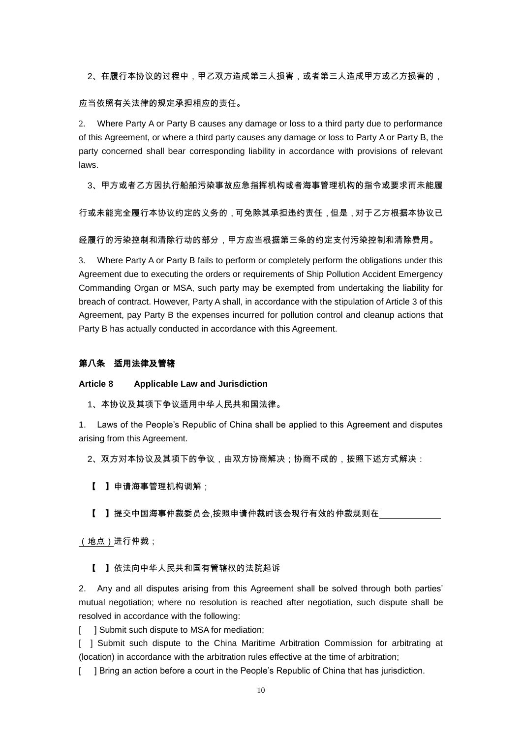2、在履行本协议的过程中，甲乙双方造成第三人损害，或者第三人造成甲方或乙方损害的，应当依照有关法律的规定承担相应的责任。

2. Where Party A or Party B causes any damage or loss to a third party due to performance of this Agreement, or where a third party causes any damage or loss to Party A or Party B, the party concerned shall bear corresponding liability in accordance with provisions of relevant laws.

3、甲方或者乙方因执行船舶污染事故应急指挥机构或者海事管理机构的指令或要求而未能履行或未能完全履行本协议约定的义务的，可免除其承担违约责任，但是，对于乙方根据本协议已经履行的污染控制和清除行动的部分，甲方应当根据第三条的约定支付污染控制和清除费用。

3. Where Party A or Party B fails to perform or completely perform the obligations under this Agreement due to executing the orders or requirements of Ship Pollution Accident Emergency Commanding Organ or MSA, such party may be exempted from undertaking the liability for breach of contract. However, Party A shall, in accordance with the stipulation of Article 3 of this Agreement, pay Party B the expenses incurred for pollution control and cleanup actions that Party B has actually conducted in accordance with this Agreement.

**第八条　适用法律及管辖**

**Article 8　　Applicable Law and Jurisdiction**

1、本协议及其项下争议适用中华人民共和国法律。

1. Laws of the People's Republic of China shall be applied to this Agreement and disputes arising from this Agreement.

2、双方对本协议及其项下的争议，由双方协商解决；协商不成的，按照下述方式解决：

【　】申请海事管理机构调解；

【　】提交中国海事仲裁委员会,按照申请仲裁时该会现行有效的仲裁规则在\_\_\_\_\_\_\_\_\_\_\_\_（地点）进行仲裁；

【　】依法向中华人民共和国有管辖权的法院起诉

2. Any and all disputes arising from this Agreement shall be solved through both parties' mutual negotiation; where no resolution is reached after negotiation, such dispute shall be resolved in accordance with the following:

[　] Submit such dispute to MSA for mediation;

[　] Submit such dispute to the China Maritime Arbitration Commission for arbitrating at (location) in accordance with the arbitration rules effective at the time of arbitration;

[　] Bring an action before a court in the People's Republic of China that has jurisdiction.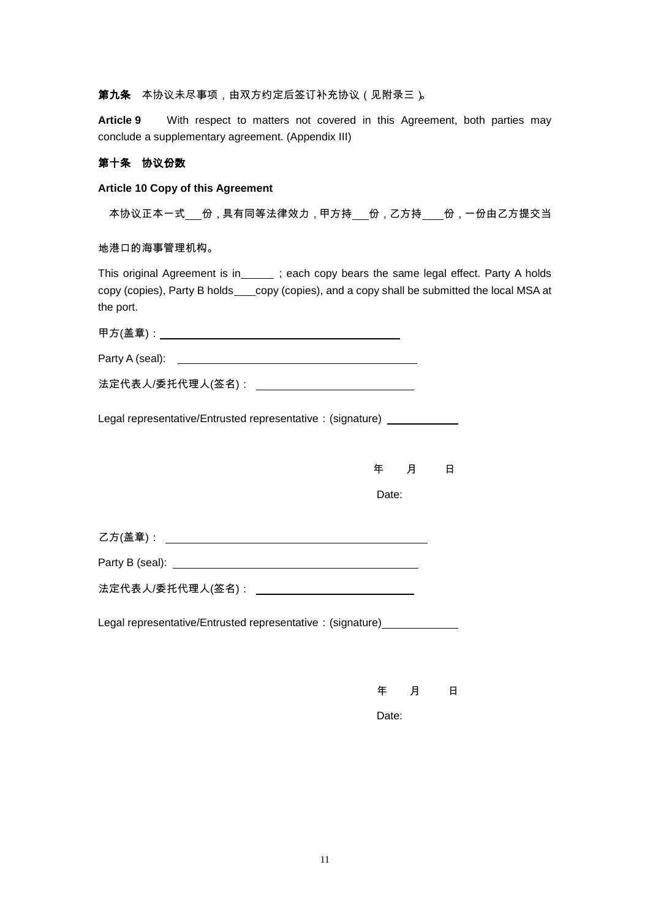**第九条** 本协议未尽事项，由双方约定后签订补充协议（见附录三）。

**Article 9** With respect to matters not covered in this Agreement, both parties may conclude a supplementary agreement. (Appendix III)

**第十条 协议份数**

**Article 10 Copy of this Agreement**

本协议正本一式___份，具有同等法律效力，甲方持___份，乙方持___份，一份由乙方提交当地港口的海事管理机构。

This original Agreement is in______ ; each copy bears the same legal effect. Party A holds copy (copies), Party B holds____copy (copies), and a copy shall be submitted the local MSA at the port.

甲方(盖章)：____________________________________________

Party A (seal): ____________________________________________

法定代表人/委托代理人(签名)：____________________________

Legal representative/Entrusted representative：(signature) ____________

年 月 日

Date:

乙方(盖章)：____________________________________________

Party B (seal): ____________________________________________

法定代表人/委托代理人(签名)：____________________________

Legal representative/Entrusted representative：(signature)____________

年 月 日

Date: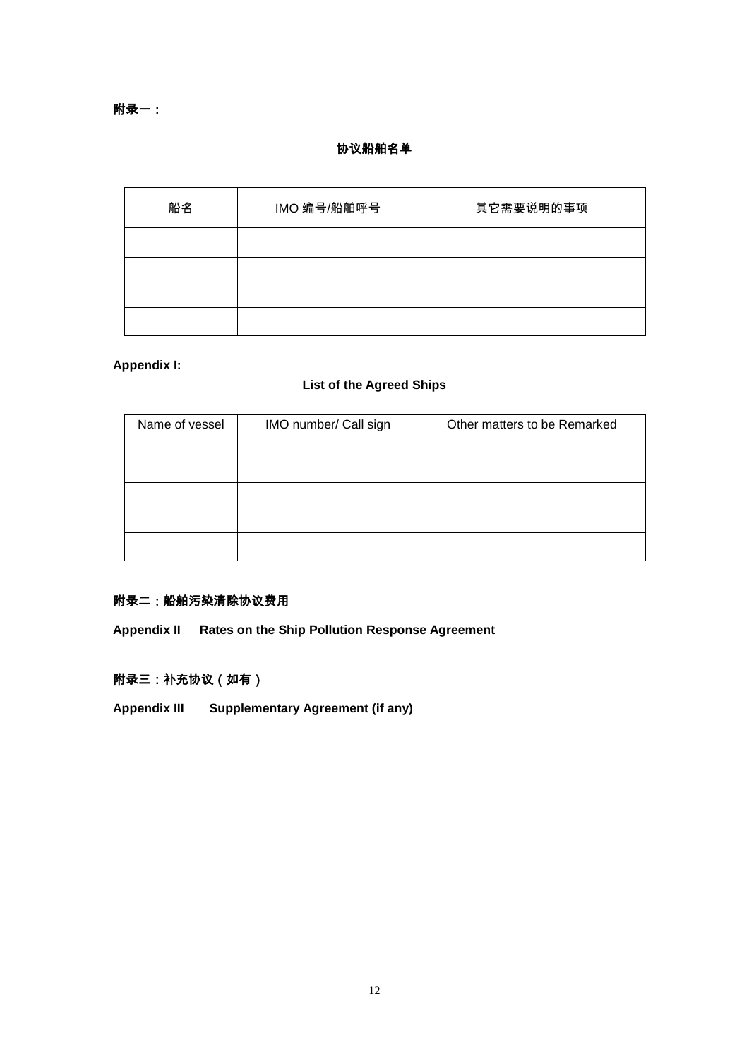**附录一：**

**协议船舶名单**

| 船名 | IMO 编号/船舶呼号 | 其它需要说明的事项 |
| --- | --- | --- |
| | | |
| | | |
| | | |
| | | |

**Appendix I:**

**List of the Agreed Ships**

| Name of vessel | IMO number/ Call sign | Other matters to be Remarked |
| --- | --- | --- |
| | | |
| | | |
| | | |
| | | |

**附录二：船舶污染清除协议费用**

**Appendix II Rates on the Ship Pollution Response Agreement**

**附录三：补充协议（如有）**

**Appendix III Supplementary Agreement (if any)**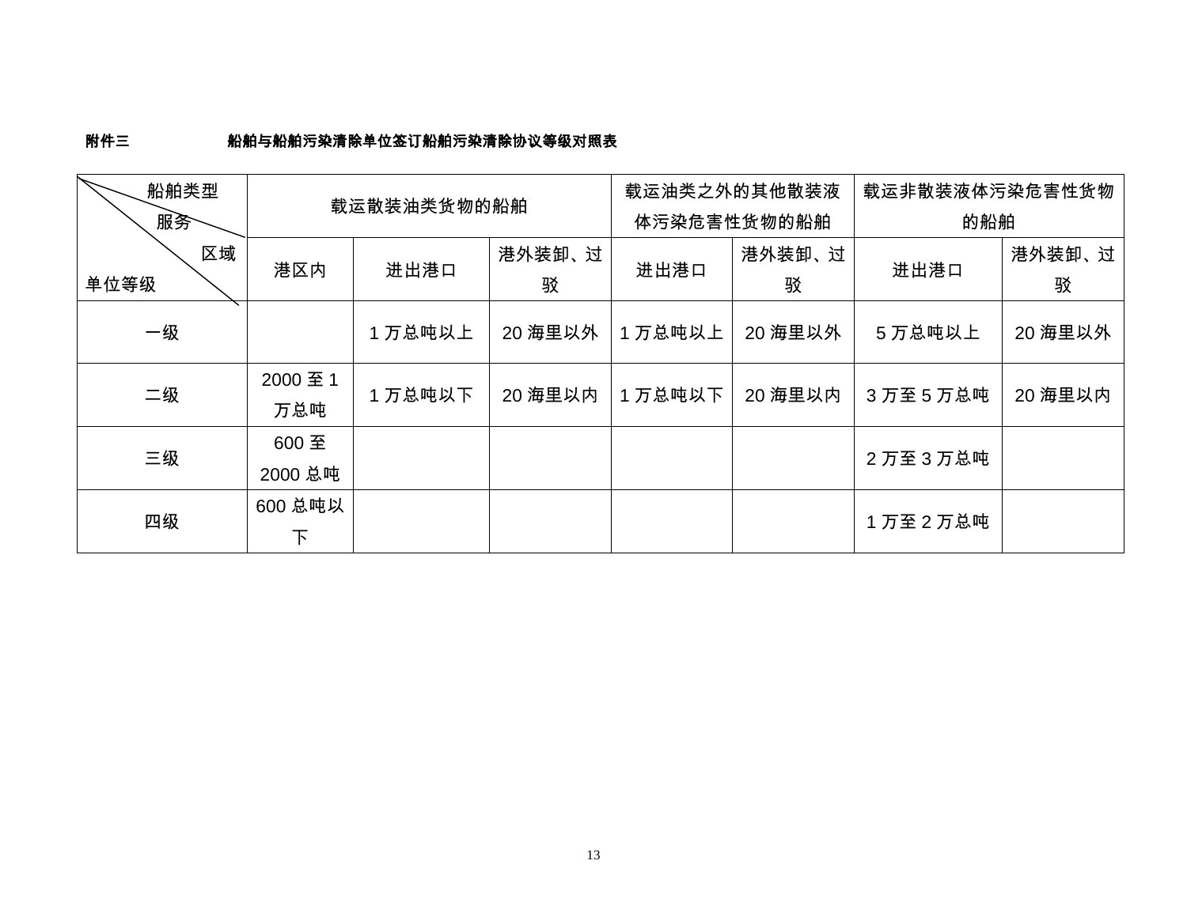附件三　　船舶与船舶污染清除单位签订船舶污染清除协议等级对照表

| 船舶类型／服务区域／单位等级 | 载运散装油类货物的船舶 | | | 载运油类之外的其他散装液体污染危害性货物的船舶 | | 载运非散装液体污染危害性货物的船舶 | |
|---|---|---|---|---|---|---|---|
| | 港区内 | 进出港口 | 港外装卸、过驳 | 进出港口 | 港外装卸、过驳 | 进出港口 | 港外装卸、过驳 |
| 一级 | | 1 万总吨以上 | 20 海里以外 | 1 万总吨以上 | 20 海里以外 | 5 万总吨以上 | 20 海里以外 |
| 二级 | 2000 至 1 万总吨 | 1 万总吨以下 | 20 海里以内 | 1 万总吨以下 | 20 海里以内 | 3 万至 5 万总吨 | 20 海里以内 |
| 三级 | 600 至 2000 总吨 | | | | | 2 万至 3 万总吨 | |
| 四级 | 600 总吨以下 | | | | | 1 万至 2 万总吨 | |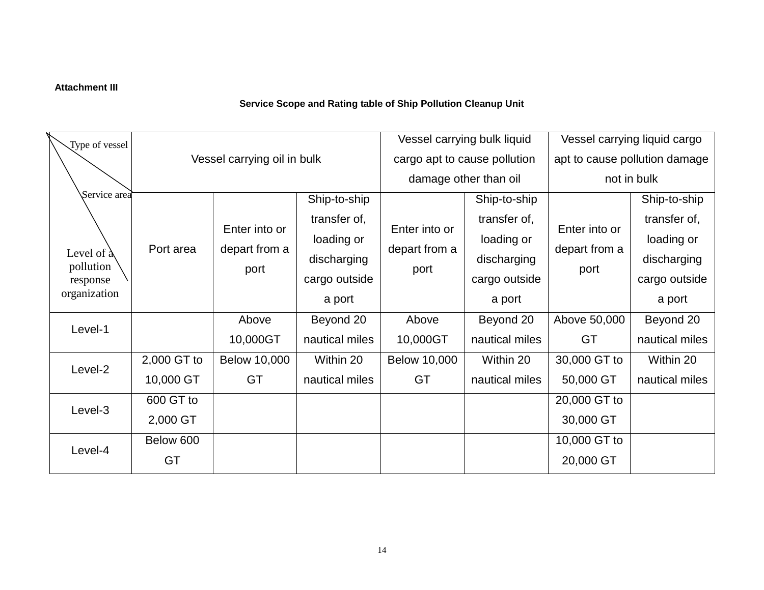**Attachment III**

**Service Scope and Rating table of Ship Pollution Cleanup Unit**

| Type of vessel / Service area / Level of a pollution response organization | Vessel carrying oil in bulk | | | Vessel carrying bulk liquid cargo apt to cause pollution damage other than oil | | Vessel carrying liquid cargo apt to cause pollution damage not in bulk | |
|---|---|---|---|---|---|---|---|
| | Port area | Enter into or depart from a port | Ship-to-ship transfer of, loading or discharging cargo outside a port | Enter into or depart from a port | Ship-to-ship transfer of, loading or discharging cargo outside a port | Enter into or depart from a port | Ship-to-ship transfer of, loading or discharging cargo outside a port |
| Level-1 | | Above 10,000GT | Beyond 20 nautical miles | Above 10,000GT | Beyond 20 nautical miles | Above 50,000 GT | Beyond 20 nautical miles |
| Level-2 | 2,000 GT to 10,000 GT | Below 10,000 GT | Within 20 nautical miles | Below 10,000 GT | Within 20 nautical miles | 30,000 GT to 50,000 GT | Within 20 nautical miles |
| Level-3 | 600 GT to 2,000 GT | | | | | 20,000 GT to 30,000 GT | |
| Level-4 | Below 600 GT | | | | | 10,000 GT to 20,000 GT | |